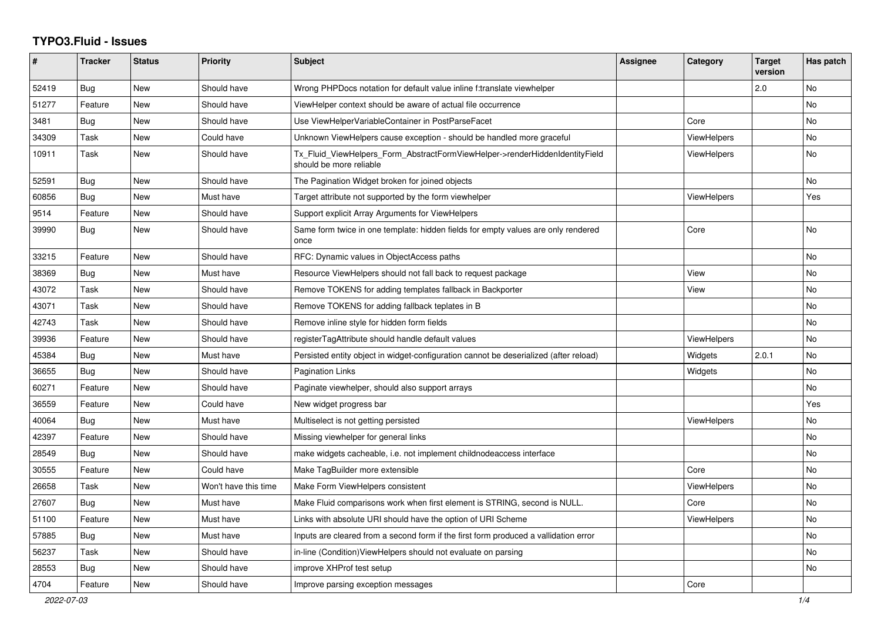# TYPO3.Fluid - Issues

| # | Tracker | Status | Priority | Subject | Assignee | Category | Target version | Has patch |
|---|---|---|---|---|---|---|---|---|
| 52419 | Bug | New | Should have | Wrong PHPDocs notation for default value inline f:translate viewhelper | | | 2.0 | No |
| 51277 | Feature | New | Should have | ViewHelper context should be aware of actual file occurrence | | | | No |
| 3481 | Bug | New | Should have | Use ViewHelperVariableContainer in PostParseFacet | | Core | | No |
| 34309 | Task | New | Could have | Unknown ViewHelpers cause exception - should be handled more graceful | | ViewHelpers | | No |
| 10911 | Task | New | Should have | Tx_Fluid_ViewHelpers_Form_AbstractFormViewHelper->renderHiddenIdentityField should be more reliable | | ViewHelpers | | No |
| 52591 | Bug | New | Should have | The Pagination Widget broken for joined objects | | | | No |
| 60856 | Bug | New | Must have | Target attribute not supported by the form viewhelper | | ViewHelpers | | Yes |
| 9514 | Feature | New | Should have | Support explicit Array Arguments for ViewHelpers | | | | |
| 39990 | Bug | New | Should have | Same form twice in one template: hidden fields for empty values are only rendered once | | Core | | No |
| 33215 | Feature | New | Should have | RFC: Dynamic values in ObjectAccess paths | | | | No |
| 38369 | Bug | New | Must have | Resource ViewHelpers should not fall back to request package | | View | | No |
| 43072 | Task | New | Should have | Remove TOKENS for adding templates fallback in Backporter | | View | | No |
| 43071 | Task | New | Should have | Remove TOKENS for adding fallback teplates in B | | | | No |
| 42743 | Task | New | Should have | Remove inline style for hidden form fields | | | | No |
| 39936 | Feature | New | Should have | registerTagAttribute should handle default values | | ViewHelpers | | No |
| 45384 | Bug | New | Must have | Persisted entity object in widget-configuration cannot be deserialized (after reload) | | Widgets | 2.0.1 | No |
| 36655 | Bug | New | Should have | Pagination Links | | Widgets | | No |
| 60271 | Feature | New | Should have | Paginate viewhelper, should also support arrays | | | | No |
| 36559 | Feature | New | Could have | New widget progress bar | | | | Yes |
| 40064 | Bug | New | Must have | Multiselect is not getting persisted | | ViewHelpers | | No |
| 42397 | Feature | New | Should have | Missing viewhelper for general links | | | | No |
| 28549 | Bug | New | Should have | make widgets cacheable, i.e. not implement childnodeaccess interface | | | | No |
| 30555 | Feature | New | Could have | Make TagBuilder more extensible | | Core | | No |
| 26658 | Task | New | Won't have this time | Make Form ViewHelpers consistent | | ViewHelpers | | No |
| 27607 | Bug | New | Must have | Make Fluid comparisons work when first element is STRING, second is NULL. | | Core | | No |
| 51100 | Feature | New | Must have | Links with absolute URI should have the option of URI Scheme | | ViewHelpers | | No |
| 57885 | Bug | New | Must have | Inputs are cleared from a second form if the first form produced a vallidation error | | | | No |
| 56237 | Task | New | Should have | in-line (Condition)ViewHelpers should not evaluate on parsing | | | | No |
| 28553 | Bug | New | Should have | improve XHProf test setup | | | | No |
| 4704 | Feature | New | Should have | Improve parsing exception messages | | Core | | |

*2022-07-03*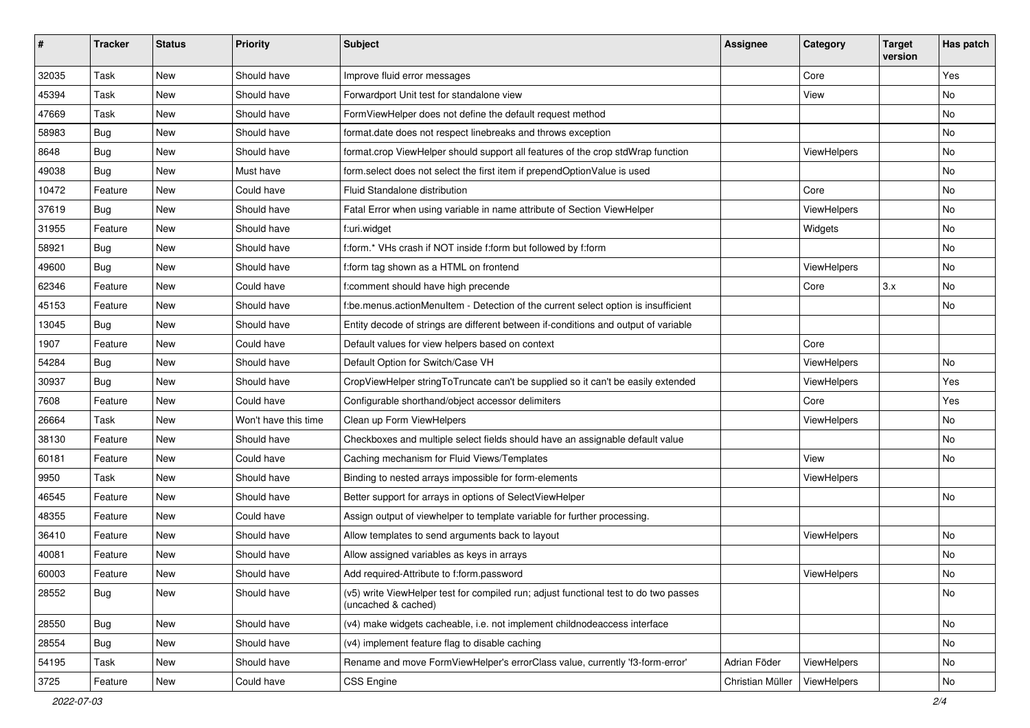| # | Tracker | Status | Priority | Subject | Assignee | Category | Target version | Has patch |
|---|---|---|---|---|---|---|---|---|
| 32035 | Task | New | Should have | Improve fluid error messages | | Core | | Yes |
| 45394 | Task | New | Should have | Forwardport Unit test for standalone view | | View | | No |
| 47669 | Task | New | Should have | FormViewHelper does not define the default request method | | | | No |
| 58983 | Bug | New | Should have | format.date does not respect linebreaks and throws exception | | | | No |
| 8648 | Bug | New | Should have | format.crop ViewHelper should support all features of the crop stdWrap function | | ViewHelpers | | No |
| 49038 | Bug | New | Must have | form.select does not select the first item if prependOptionValue is used | | | | No |
| 10472 | Feature | New | Could have | Fluid Standalone distribution | | Core | | No |
| 37619 | Bug | New | Should have | Fatal Error when using variable in name attribute of Section ViewHelper | | ViewHelpers | | No |
| 31955 | Feature | New | Should have | f:uri.widget | | Widgets | | No |
| 58921 | Bug | New | Should have | f:form.* VHs crash if NOT inside f:form but followed by f:form | | | | No |
| 49600 | Bug | New | Should have | f:form tag shown as a HTML on frontend | | ViewHelpers | | No |
| 62346 | Feature | New | Could have | f:comment should have high precende | | Core | 3.x | No |
| 45153 | Feature | New | Should have | f:be.menus.actionMenuItem - Detection of the current select option is insufficient | | | | No |
| 13045 | Bug | New | Should have | Entity decode of strings are different between if-conditions and output of variable | | | | |
| 1907 | Feature | New | Could have | Default values for view helpers based on context | | Core | | |
| 54284 | Bug | New | Should have | Default Option for Switch/Case VH | | ViewHelpers | | No |
| 30937 | Bug | New | Should have | CropViewHelper stringToTruncate can't be supplied so it can't be easily extended | | ViewHelpers | | Yes |
| 7608 | Feature | New | Could have | Configurable shorthand/object accessor delimiters | | Core | | Yes |
| 26664 | Task | New | Won't have this time | Clean up Form ViewHelpers | | ViewHelpers | | No |
| 38130 | Feature | New | Should have | Checkboxes and multiple select fields should have an assignable default value | | | | No |
| 60181 | Feature | New | Could have | Caching mechanism for Fluid Views/Templates | | View | | No |
| 9950 | Task | New | Should have | Binding to nested arrays impossible for form-elements | | ViewHelpers | | |
| 46545 | Feature | New | Should have | Better support for arrays in options of SelectViewHelper | | | | No |
| 48355 | Feature | New | Could have | Assign output of viewhelper to template variable for further processing. | | | | |
| 36410 | Feature | New | Should have | Allow templates to send arguments back to layout | | ViewHelpers | | No |
| 40081 | Feature | New | Should have | Allow assigned variables as keys in arrays | | | | No |
| 60003 | Feature | New | Should have | Add required-Attribute to f:form.password | | ViewHelpers | | No |
| 28552 | Bug | New | Should have | (v5) write ViewHelper test for compiled run; adjust functional test to do two passes (uncached & cached) | | | | No |
| 28550 | Bug | New | Should have | (v4) make widgets cacheable, i.e. not implement childnodeaccess interface | | | | No |
| 28554 | Bug | New | Should have | (v4) implement feature flag to disable caching | | | | No |
| 54195 | Task | New | Should have | Rename and move FormViewHelper's errorClass value, currently 'f3-form-error' | Adrian Föder | ViewHelpers | | No |
| 3725 | Feature | New | Could have | CSS Engine | Christian Müller | ViewHelpers | | No |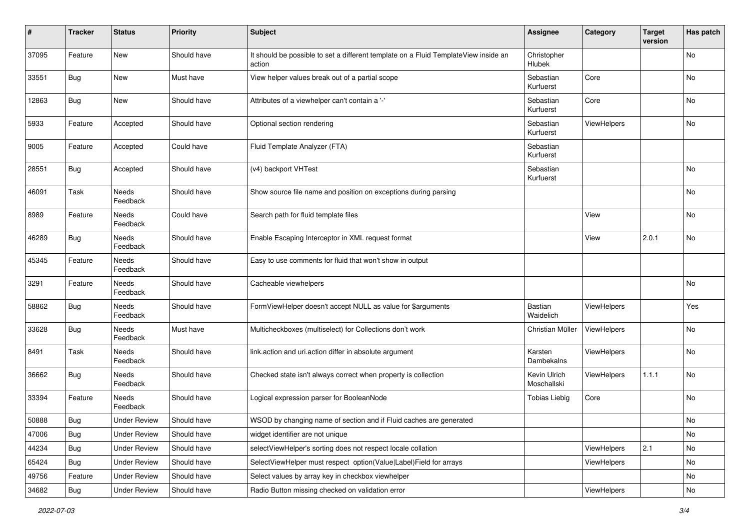| # | Tracker | Status | Priority | Subject | Assignee | Category | Target version | Has patch |
|---|---|---|---|---|---|---|---|---|
| 37095 | Feature | New | Should have | It should be possible to set a different template on a Fluid TemplateView inside an action | Christopher Hlubek | | | No |
| 33551 | Bug | New | Must have | View helper values break out of a partial scope | Sebastian Kurfuerst | Core | | No |
| 12863 | Bug | New | Should have | Attributes of a viewhelper can't contain a '-' | Sebastian Kurfuerst | Core | | No |
| 5933 | Feature | Accepted | Should have | Optional section rendering | Sebastian Kurfuerst | ViewHelpers | | No |
| 9005 | Feature | Accepted | Could have | Fluid Template Analyzer (FTA) | Sebastian Kurfuerst | | | |
| 28551 | Bug | Accepted | Should have | (v4) backport VHTest | Sebastian Kurfuerst | | | No |
| 46091 | Task | Needs Feedback | Should have | Show source file name and position on exceptions during parsing | | | | No |
| 8989 | Feature | Needs Feedback | Could have | Search path for fluid template files | | View | | No |
| 46289 | Bug | Needs Feedback | Should have | Enable Escaping Interceptor in XML request format | | View | 2.0.1 | No |
| 45345 | Feature | Needs Feedback | Should have | Easy to use comments for fluid that won't show in output | | | | |
| 3291 | Feature | Needs Feedback | Should have | Cacheable viewhelpers | | | | No |
| 58862 | Bug | Needs Feedback | Should have | FormViewHelper doesn't accept NULL as value for $arguments | Bastian Waidelich | ViewHelpers | | Yes |
| 33628 | Bug | Needs Feedback | Must have | Multicheckboxes (multiselect) for Collections don't work | Christian Müller | ViewHelpers | | No |
| 8491 | Task | Needs Feedback | Should have | link.action and uri.action differ in absolute argument | Karsten Dambekalns | ViewHelpers | | No |
| 36662 | Bug | Needs Feedback | Should have | Checked state isn't always correct when property is collection | Kevin Ulrich Moschallski | ViewHelpers | 1.1.1 | No |
| 33394 | Feature | Needs Feedback | Should have | Logical expression parser for BooleanNode | Tobias Liebig | Core | | No |
| 50888 | Bug | Under Review | Should have | WSOD by changing name of section and if Fluid caches are generated | | | | No |
| 47006 | Bug | Under Review | Should have | widget identifier are not unique | | | | No |
| 44234 | Bug | Under Review | Should have | selectViewHelper's sorting does not respect locale collation | | ViewHelpers | 2.1 | No |
| 65424 | Bug | Under Review | Should have | SelectViewHelper must respect option(Value\|Label)Field for arrays | | ViewHelpers | | No |
| 49756 | Feature | Under Review | Should have | Select values by array key in checkbox viewhelper | | | | No |
| 34682 | Bug | Under Review | Should have | Radio Button missing checked on validation error | | ViewHelpers | | No |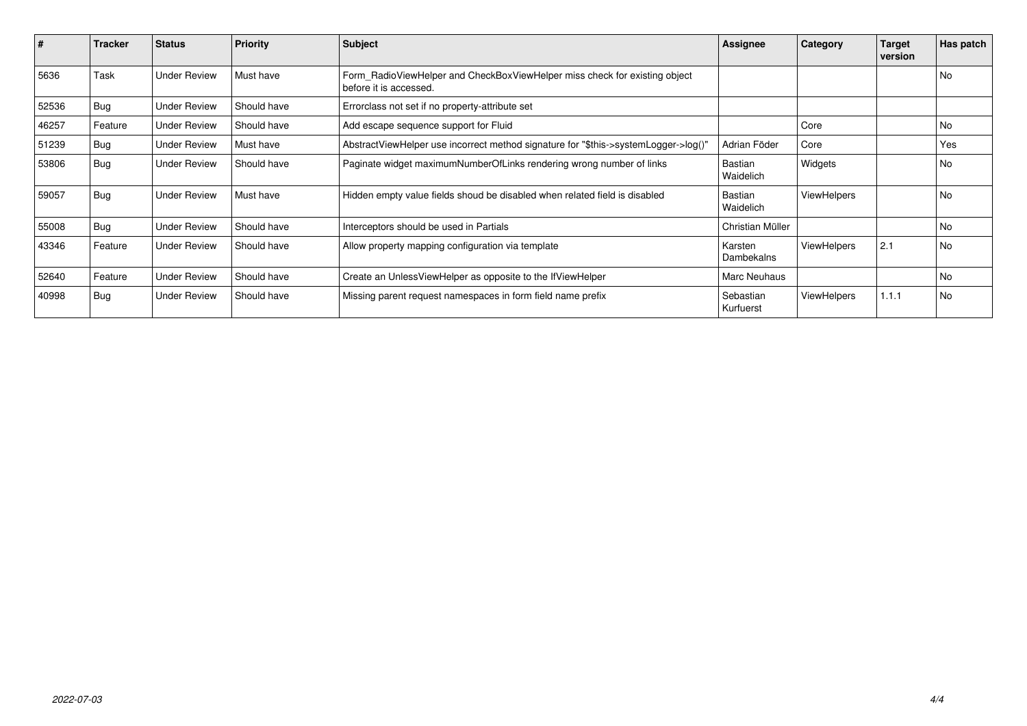| # | Tracker | Status | Priority | Subject | Assignee | Category | Target version | Has patch |
|---|---|---|---|---|---|---|---|---|
| 5636 | Task | Under Review | Must have | Form_RadioViewHelper and CheckBoxViewHelper miss check for existing object before it is accessed. | | | | No |
| 52536 | Bug | Under Review | Should have | Errorclass not set if no property-attribute set | | | | |
| 46257 | Feature | Under Review | Should have | Add escape sequence support for Fluid | | Core | | No |
| 51239 | Bug | Under Review | Must have | AbstractViewHelper use incorrect method signature for "$this->systemLogger->log()" | Adrian Föder | Core | | Yes |
| 53806 | Bug | Under Review | Should have | Paginate widget maximumNumberOfLinks rendering wrong number of links | Bastian Waidelich | Widgets | | No |
| 59057 | Bug | Under Review | Must have | Hidden empty value fields shoud be disabled when related field is disabled | Bastian Waidelich | ViewHelpers | | No |
| 55008 | Bug | Under Review | Should have | Interceptors should be used in Partials | Christian Müller | | | No |
| 43346 | Feature | Under Review | Should have | Allow property mapping configuration via template | Karsten Dambekalns | ViewHelpers | 2.1 | No |
| 52640 | Feature | Under Review | Should have | Create an UnlessViewHelper as opposite to the IfViewHelper | Marc Neuhaus | | | No |
| 40998 | Bug | Under Review | Should have | Missing parent request namespaces in form field name prefix | Sebastian Kurfuerst | ViewHelpers | 1.1.1 | No |

*2022-07-03*